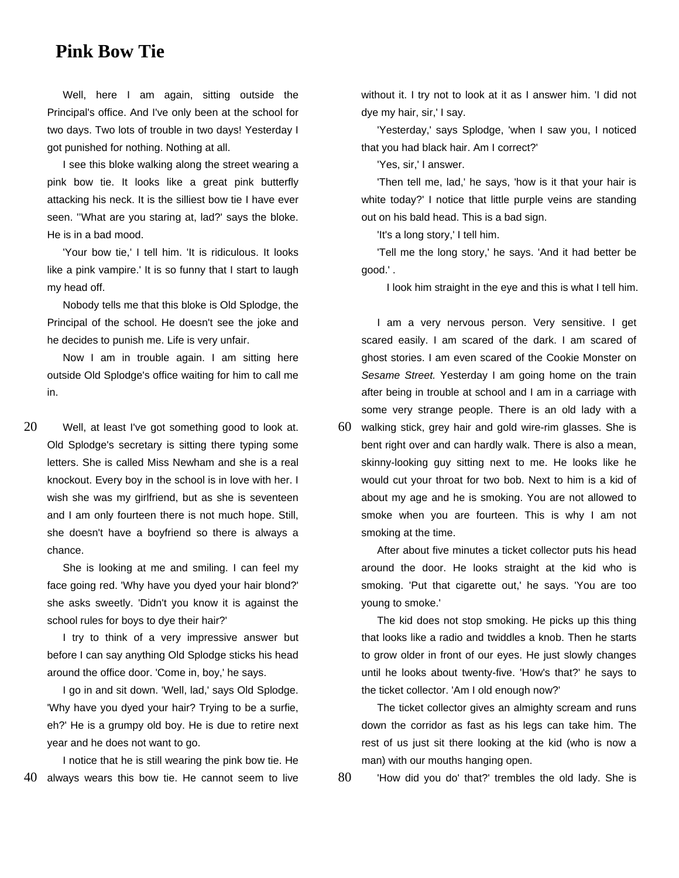# Pink Bow Tie

Well, here I am again, sitting outside the Principal's office. And I've only been at the school for two days. Two lots of trouble in two days! Yesterday I got punished for nothing. Nothing at all.

I see this bloke walking along the street wearing a pink bow tie. It looks like a great pink butterfly attacking his neck. It is the silliest bow tie I have ever seen. ''What are you staring at, lad?' says the bloke. He is in a bad mood.

'Your bow tie,' I tell him. 'It is ridiculous. It looks like a pink vampire.' It is so funny that I start to laugh my head off.

Nobody tells me that this bloke is Old Splodge, the Principal of the school. He doesn't see the joke and he decides to punish me. Life is very unfair.

Now I am in trouble again. I am sitting here outside Old Splodge's office waiting for him to call me in.

Well, at least I've got something good to look at. Old Splodge's secretary is sitting there typing some letters. She is called Miss Newham and she is a real knockout. Every boy in the school is in love with her. I wish she was my girlfriend, but as she is seventeen and I am only fourteen there is not much hope. Still, she doesn't have a boyfriend so there is always a chance.

She is looking at me and smiling. I can feel my face going red. 'Why have you dyed your hair blond?' she asks sweetly. 'Didn't you know it is against the school rules for boys to dye their hair?'

I try to think of a very impressive answer but before I can say anything Old Splodge sticks his head around the office door. 'Come in, boy,' he says.

I go in and sit down. 'Well, lad,' says Old Splodge. 'Why have you dyed your hair? Trying to be a surfie, eh?' He is a grumpy old boy. He is due to retire next year and he does not want to go.

I notice that he is still wearing the pink bow tie. He always wears this bow tie. He cannot seem to live without it. I try not to look at it as I answer him. 'I did not dye my hair, sir,' I say.

'Yesterday,' says Splodge, 'when I saw you, I noticed that you had black hair. Am I correct?'

'Yes, sir,' I answer.

'Then tell me, lad,' he says, 'how is it that your hair is white today?' I notice that little purple veins are standing out on his bald head. This is a bad sign.

'It's a long story,' I tell him.

'Tell me the long story,' he says. 'And it had better be good.' .

I look him straight in the eye and this is what I tell him.

I am a very nervous person. Very sensitive. I get scared easily. I am scared of the dark. I am scared of ghost stories. I am even scared of the Cookie Monster on *Sesame Street.* Yesterday I am going home on the train after being in trouble at school and I am in a carriage with some very strange people. There is an old lady with a walking stick, grey hair and gold wire-rim glasses. She is bent right over and can hardly walk. There is also a mean, skinny-looking guy sitting next to me. He looks like he would cut your throat for two bob. Next to him is a kid of about my age and he is smoking. You are not allowed to smoke when you are fourteen. This is why I am not smoking at the time.

After about five minutes a ticket collector puts his head around the door. He looks straight at the kid who is smoking. 'Put that cigarette out,' he says. 'You are too young to smoke.'

The kid does not stop smoking. He picks up this thing that looks like a radio and twiddles a knob. Then he starts to grow older in front of our eyes. He just slowly changes until he looks about twenty-five. 'How's that?' he says to the ticket collector. 'Am I old enough now?'

The ticket collector gives an almighty scream and runs down the corridor as fast as his legs can take him. The rest of us just sit there looking at the kid (who is now a man) with our mouths hanging open.

'How did you do' that?' trembles the old lady. She is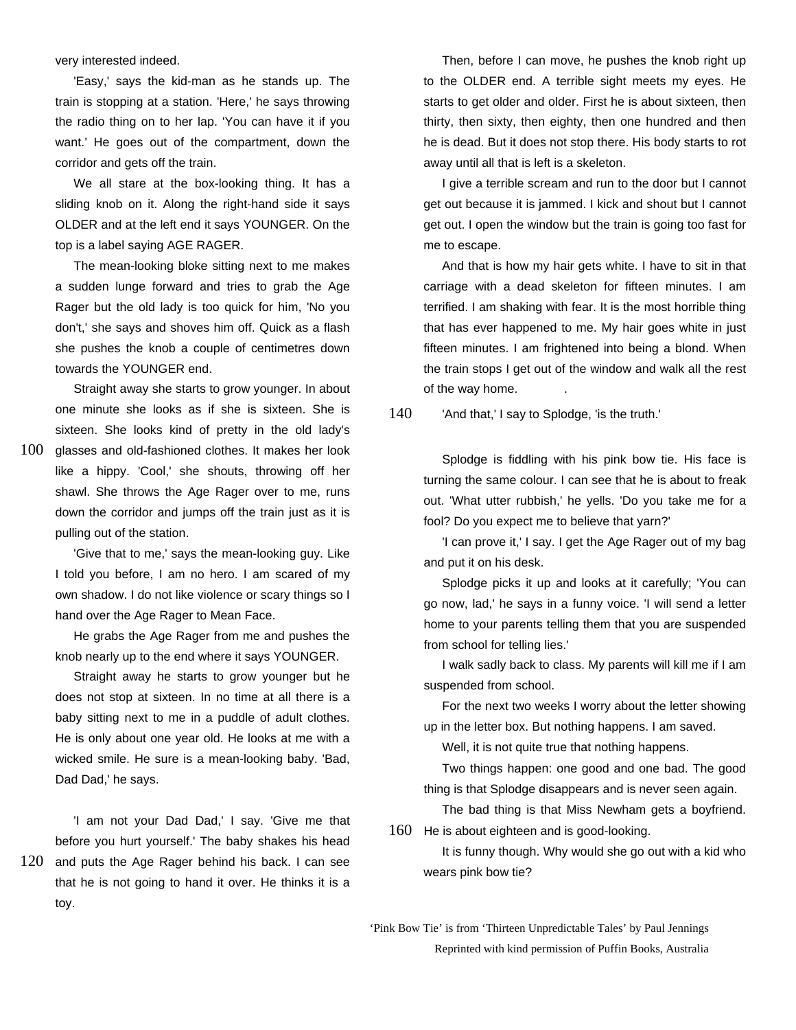very interested indeed.

'Easy,' says the kid-man as he stands up. The train is stopping at a station. 'Here,' he says throwing the radio thing on to her lap. 'You can have it if you want.' He goes out of the compartment, down the corridor and gets off the train.

We all stare at the box-looking thing. It has a sliding knob on it. Along the right-hand side it says OLDER and at the left end it says YOUNGER. On the top is a label saying AGE RAGER.

The mean-looking bloke sitting next to me makes a sudden lunge forward and tries to grab the Age Rager but the old lady is too quick for him, 'No you don't,' she says and shoves him off. Quick as a flash she pushes the knob a couple of centimetres down towards the YOUNGER end.

Straight away she starts to grow younger. In about one minute she looks as if she is sixteen. She is sixteen. She looks kind of pretty in the old lady's glasses and old-fashioned clothes. It makes her look like a hippy. 'Cool,' she shouts, throwing off her shawl. She throws the Age Rager over to me, runs down the corridor and jumps off the train just as it is pulling out of the station.

'Give that to me,' says the mean-looking guy. Like I told you before, I am no hero. I am scared of my own shadow. I do not like violence or scary things so I hand over the Age Rager to Mean Face.

He grabs the Age Rager from me and pushes the knob nearly up to the end where it says YOUNGER.

Straight away he starts to grow younger but he does not stop at sixteen. In no time at all there is a baby sitting next to me in a puddle of adult clothes. He is only about one year old. He looks at me with a wicked smile. He sure is a mean-looking baby. 'Bad, Dad Dad,' he says.

'I am not your Dad Dad,' I say. 'Give me that before you hurt yourself.' The baby shakes his head and puts the Age Rager behind his back. I can see that he is not going to hand it over. He thinks it is a toy.

Then, before I can move, he pushes the knob right up to the OLDER end. A terrible sight meets my eyes. He starts to get older and older. First he is about sixteen, then thirty, then sixty, then eighty, then one hundred and then he is dead. But it does not stop there. His body starts to rot away until all that is left is a skeleton.

I give a terrible scream and run to the door but I cannot get out because it is jammed. I kick and shout but I cannot get out. I open the window but the train is going too fast for me to escape.

And that is how my hair gets white. I have to sit in that carriage with a dead skeleton for fifteen minutes. I am terrified. I am shaking with fear. It is the most horrible thing that has ever happened to me. My hair goes white in just fifteen minutes. I am frightened into being a blond. When the train stops I get out of the window and walk all the rest of the way home.

'And that,' I say to Splodge, 'is the truth.'

Splodge is fiddling with his pink bow tie. His face is turning the same colour. I can see that he is about to freak out. 'What utter rubbish,' he yells. 'Do you take me for a fool? Do you expect me to believe that yarn?'

'I can prove it,' I say. I get the Age Rager out of my bag and put it on his desk.

Splodge picks it up and looks at it carefully; 'You can go now, lad,' he says in a funny voice. 'I will send a letter home to your parents telling them that you are suspended from school for telling lies.'

I walk sadly back to class. My parents will kill me if I am suspended from school.

For the next two weeks I worry about the letter showing up in the letter box. But nothing happens. I am saved.

Well, it is not quite true that nothing happens.

Two things happen: one good and one bad. The good thing is that Splodge disappears and is never seen again.

The bad thing is that Miss Newham gets a boyfriend. He is about eighteen and is good-looking.

It is funny though. Why would she go out with a kid who wears pink bow tie?

'Pink Bow Tie' is from 'Thirteen Unpredictable Tales' by Paul Jennings
Reprinted with kind permission of Puffin Books, Australia